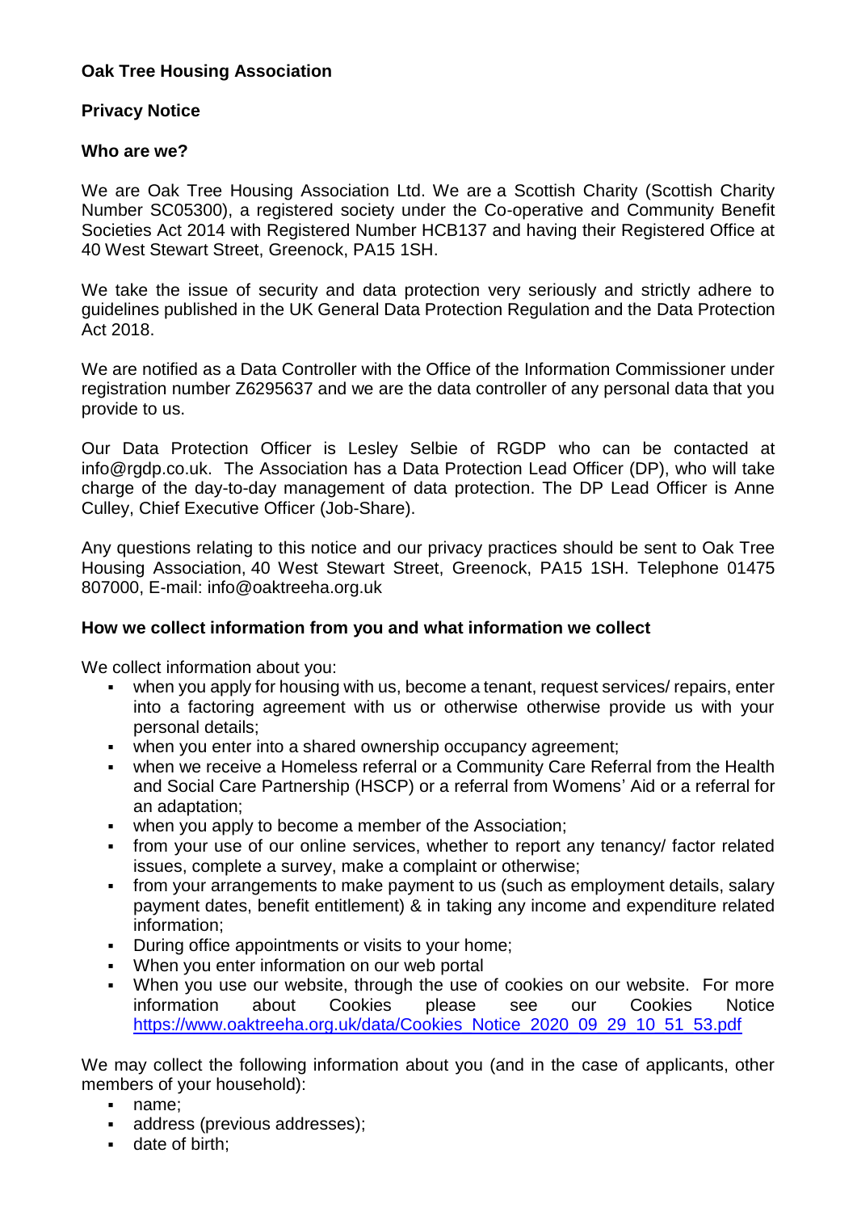**Oak Tree Housing Association**

**Privacy Notice**

**Who are we?**

We are Oak Tree Housing Association Ltd. We are a Scottish Charity (Scottish Charity Number SC05300), a registered society under the Co-operative and Community Benefit Societies Act 2014 with Registered Number HCB137 and having their Registered Office at 40 West Stewart Street, Greenock, PA15 1SH.

We take the issue of security and data protection very seriously and strictly adhere to guidelines published in the UK General Data Protection Regulation and the Data Protection Act 2018.

We are notified as a Data Controller with the Office of the Information Commissioner under registration number Z6295637 and we are the data controller of any personal data that you provide to us.

Our Data Protection Officer is Lesley Selbie of RGDP who can be contacted at info@rgdp.co.uk. The Association has a Data Protection Lead Officer (DP), who will take charge of the day-to-day management of data protection. The DP Lead Officer is Anne Culley, Chief Executive Officer (Job-Share).

Any questions relating to this notice and our privacy practices should be sent to Oak Tree Housing Association, 40 West Stewart Street, Greenock, PA15 1SH. Telephone 01475 807000, E-mail: info@oaktreeha.org.uk

**How we collect information from you and what information we collect**

We collect information about you:

- when you apply for housing with us, become a tenant, request services/ repairs, enter into a factoring agreement with us or otherwise otherwise provide us with your personal details;
- when you enter into a shared ownership occupancy agreement;
- when we receive a Homeless referral or a Community Care Referral from the Health and Social Care Partnership (HSCP) or a referral from Womens' Aid or a referral for an adaptation;
- when you apply to become a member of the Association;
- from your use of our online services, whether to report any tenancy/ factor related issues, complete a survey, make a complaint or otherwise;
- from your arrangements to make payment to us (such as employment details, salary payment dates, benefit entitlement) & in taking any income and expenditure related information;
- During office appointments or visits to your home;
- When you enter information on our web portal
- When you use our website, through the use of cookies on our website. For more information about Cookies please see our Cookies Notice [https://www.oaktreeha.org.uk/data/Cookies_Notice_2020_09_29_10_51_53.pdf](https://www.oaktreeha.org.uk/data/Cookies_Notice_2020_09_29_10_51_53.pdf)

We may collect the following information about you (and in the case of applicants, other members of your household):

- name;
- address (previous addresses);
- date of birth;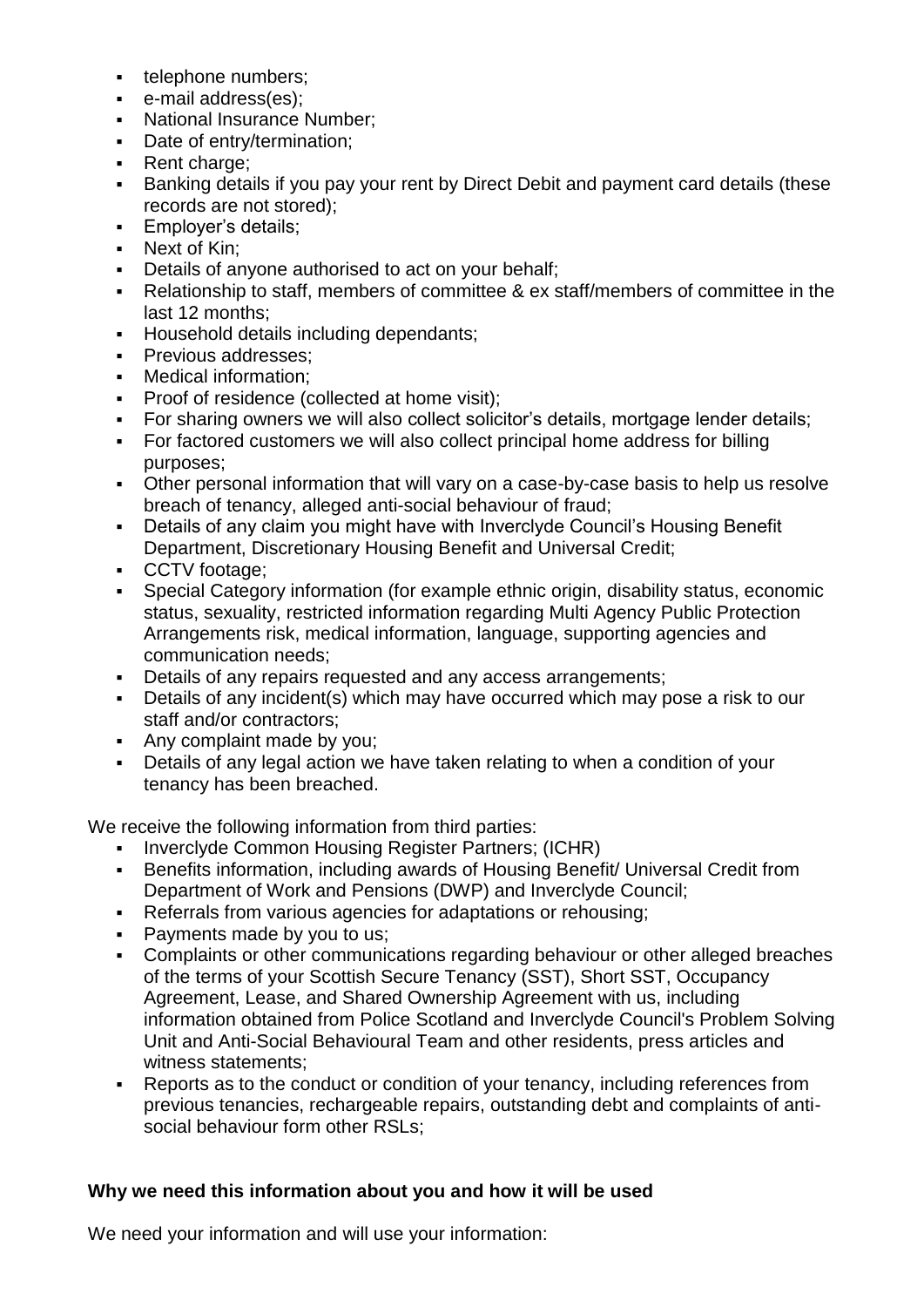- telephone numbers;
- e-mail address(es);
- National Insurance Number;
- Date of entry/termination;
- Rent charge;
- Banking details if you pay your rent by Direct Debit and payment card details (these records are not stored);
- Employer's details;
- Next of Kin;
- Details of anyone authorised to act on your behalf;
- Relationship to staff, members of committee & ex staff/members of committee in the last 12 months;
- Household details including dependants;
- Previous addresses;
- Medical information;
- Proof of residence (collected at home visit);
- For sharing owners we will also collect solicitor's details, mortgage lender details;
- For factored customers we will also collect principal home address for billing purposes;
- Other personal information that will vary on a case-by-case basis to help us resolve breach of tenancy, alleged anti-social behaviour of fraud;
- Details of any claim you might have with Inverclyde Council's Housing Benefit Department, Discretionary Housing Benefit and Universal Credit;
- CCTV footage;
- Special Category information (for example ethnic origin, disability status, economic status, sexuality, restricted information regarding Multi Agency Public Protection Arrangements risk, medical information, language, supporting agencies and communication needs;
- Details of any repairs requested and any access arrangements;
- Details of any incident(s) which may have occurred which may pose a risk to our staff and/or contractors;
- Any complaint made by you;
- Details of any legal action we have taken relating to when a condition of your tenancy has been breached.

We receive the following information from third parties:

- Inverclyde Common Housing Register Partners; (ICHR)
- Benefits information, including awards of Housing Benefit/ Universal Credit from Department of Work and Pensions (DWP) and Inverclyde Council;
- Referrals from various agencies for adaptations or rehousing;
- Payments made by you to us;
- Complaints or other communications regarding behaviour or other alleged breaches of the terms of your Scottish Secure Tenancy (SST), Short SST, Occupancy Agreement, Lease, and Shared Ownership Agreement with us, including information obtained from Police Scotland and Inverclyde Council's Problem Solving Unit and Anti-Social Behavioural Team and other residents, press articles and witness statements;
- Reports as to the conduct or condition of your tenancy, including references from previous tenancies, rechargeable repairs, outstanding debt and complaints of anti-social behaviour form other RSLs;

**Why we need this information about you and how it will be used**

We need your information and will use your information: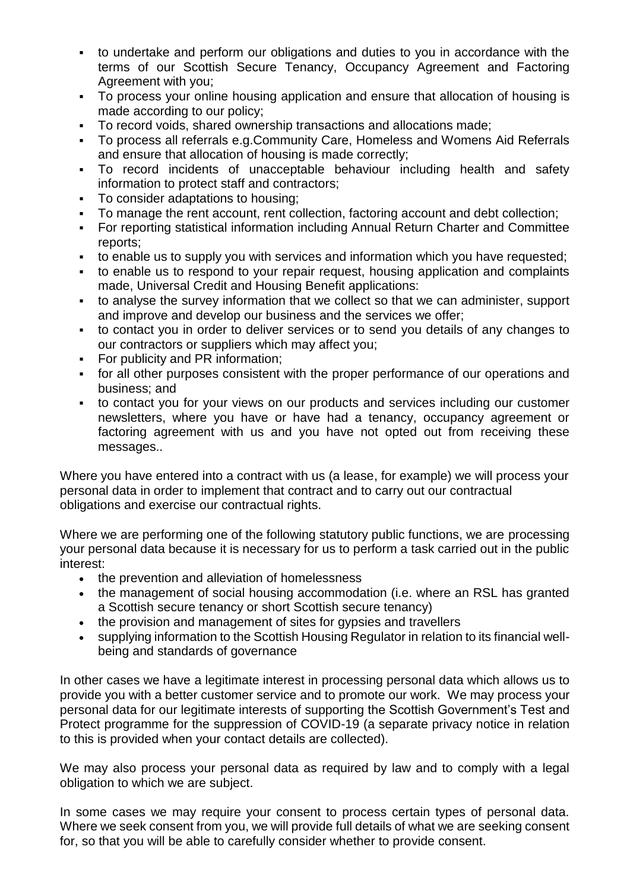- to undertake and perform our obligations and duties to you in accordance with the terms of our Scottish Secure Tenancy, Occupancy Agreement and Factoring Agreement with you;
- To process your online housing application and ensure that allocation of housing is made according to our policy;
- To record voids, shared ownership transactions and allocations made;
- To process all referrals e.g.Community Care, Homeless and Womens Aid Referrals and ensure that allocation of housing is made correctly;
- To record incidents of unacceptable behaviour including health and safety information to protect staff and contractors;
- To consider adaptations to housing;
- To manage the rent account, rent collection, factoring account and debt collection;
- For reporting statistical information including Annual Return Charter and Committee reports;
- to enable us to supply you with services and information which you have requested;
- to enable us to respond to your repair request, housing application and complaints made, Universal Credit and Housing Benefit applications:
- to analyse the survey information that we collect so that we can administer, support and improve and develop our business and the services we offer;
- to contact you in order to deliver services or to send you details of any changes to our contractors or suppliers which may affect you;
- For publicity and PR information;
- for all other purposes consistent with the proper performance of our operations and business; and
- to contact you for your views on our products and services including our customer newsletters, where you have or have had a tenancy, occupancy agreement or factoring agreement with us and you have not opted out from receiving these messages..

Where you have entered into a contract with us (a lease, for example) we will process your personal data in order to implement that contract and to carry out our contractual obligations and exercise our contractual rights.

Where we are performing one of the following statutory public functions, we are processing your personal data because it is necessary for us to perform a task carried out in the public interest:

- the prevention and alleviation of homelessness
- the management of social housing accommodation (i.e. where an RSL has granted a Scottish secure tenancy or short Scottish secure tenancy)
- the provision and management of sites for gypsies and travellers
- supplying information to the Scottish Housing Regulator in relation to its financial well-being and standards of governance

In other cases we have a legitimate interest in processing personal data which allows us to provide you with a better customer service and to promote our work. We may process your personal data for our legitimate interests of supporting the Scottish Government's Test and Protect programme for the suppression of COVID-19 (a separate privacy notice in relation to this is provided when your contact details are collected).

We may also process your personal data as required by law and to comply with a legal obligation to which we are subject.

In some cases we may require your consent to process certain types of personal data. Where we seek consent from you, we will provide full details of what we are seeking consent for, so that you will be able to carefully consider whether to provide consent.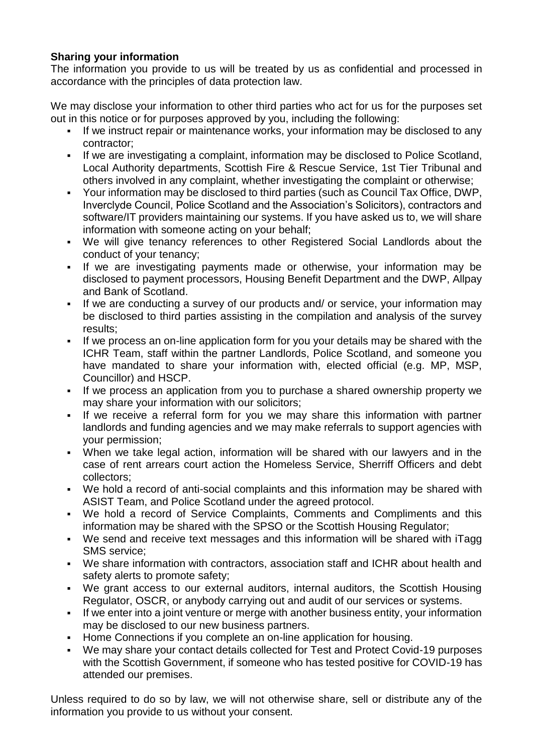**Sharing your information**

The information you provide to us will be treated by us as confidential and processed in accordance with the principles of data protection law.

We may disclose your information to other third parties who act for us for the purposes set out in this notice or for purposes approved by you, including the following:

- If we instruct repair or maintenance works, your information may be disclosed to any contractor;
- If we are investigating a complaint, information may be disclosed to Police Scotland, Local Authority departments, Scottish Fire & Rescue Service, 1st Tier Tribunal and others involved in any complaint, whether investigating the complaint or otherwise;
- Your information may be disclosed to third parties (such as Council Tax Office, DWP, Inverclyde Council, Police Scotland and the Association's Solicitors), contractors and software/IT providers maintaining our systems. If you have asked us to, we will share information with someone acting on your behalf;
- We will give tenancy references to other Registered Social Landlords about the conduct of your tenancy;
- If we are investigating payments made or otherwise, your information may be disclosed to payment processors, Housing Benefit Department and the DWP, Allpay and Bank of Scotland.
- If we are conducting a survey of our products and/ or service, your information may be disclosed to third parties assisting in the compilation and analysis of the survey results;
- If we process an on-line application form for you your details may be shared with the ICHR Team, staff within the partner Landlords, Police Scotland, and someone you have mandated to share your information with, elected official (e.g. MP, MSP, Councillor) and HSCP.
- If we process an application from you to purchase a shared ownership property we may share your information with our solicitors;
- If we receive a referral form for you we may share this information with partner landlords and funding agencies and we may make referrals to support agencies with your permission;
- When we take legal action, information will be shared with our lawyers and in the case of rent arrears court action the Homeless Service, Sherriff Officers and debt collectors;
- We hold a record of anti-social complaints and this information may be shared with ASIST Team, and Police Scotland under the agreed protocol.
- We hold a record of Service Complaints, Comments and Compliments and this information may be shared with the SPSO or the Scottish Housing Regulator;
- We send and receive text messages and this information will be shared with iTagg SMS service;
- We share information with contractors, association staff and ICHR about health and safety alerts to promote safety;
- We grant access to our external auditors, internal auditors, the Scottish Housing Regulator, OSCR, or anybody carrying out and audit of our services or systems.
- If we enter into a joint venture or merge with another business entity, your information may be disclosed to our new business partners.
- Home Connections if you complete an on-line application for housing.
- We may share your contact details collected for Test and Protect Covid-19 purposes with the Scottish Government, if someone who has tested positive for COVID-19 has attended our premises.

Unless required to do so by law, we will not otherwise share, sell or distribute any of the information you provide to us without your consent.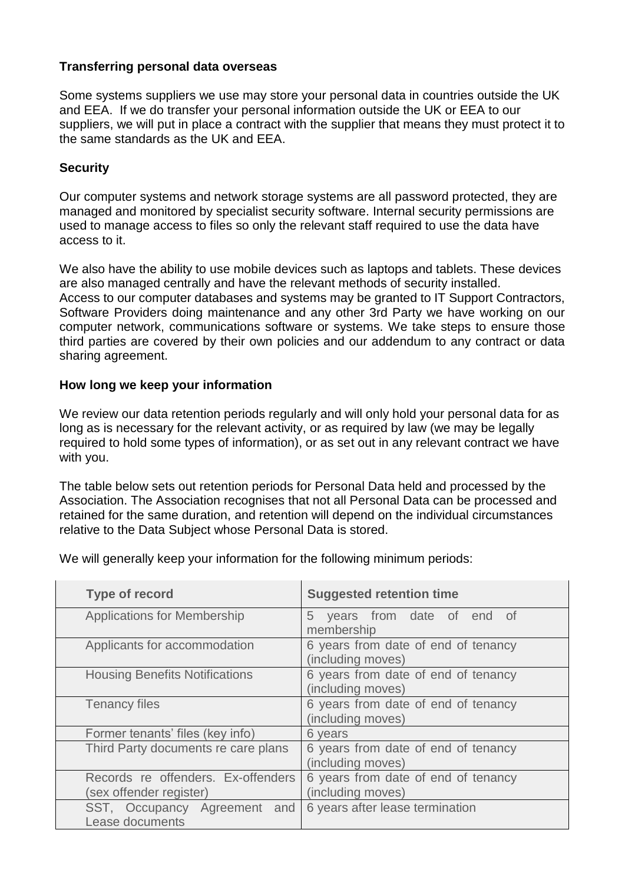**Transferring personal data overseas**

Some systems suppliers we use may store your personal data in countries outside the UK and EEA. If we do transfer your personal information outside the UK or EEA to our suppliers, we will put in place a contract with the supplier that means they must protect it to the same standards as the UK and EEA.

**Security**

Our computer systems and network storage systems are all password protected, they are managed and monitored by specialist security software. Internal security permissions are used to manage access to files so only the relevant staff required to use the data have access to it.

We also have the ability to use mobile devices such as laptops and tablets. These devices are also managed centrally and have the relevant methods of security installed.
Access to our computer databases and systems may be granted to IT Support Contractors, Software Providers doing maintenance and any other 3rd Party we have working on our computer network, communications software or systems. We take steps to ensure those third parties are covered by their own policies and our addendum to any contract or data sharing agreement.

**How long we keep your information**

We review our data retention periods regularly and will only hold your personal data for as long as is necessary for the relevant activity, or as required by law (we may be legally required to hold some types of information), or as set out in any relevant contract we have with you.

The table below sets out retention periods for Personal Data held and processed by the Association. The Association recognises that not all Personal Data can be processed and retained for the same duration, and retention will depend on the individual circumstances relative to the Data Subject whose Personal Data is stored.

We will generally keep your information for the following minimum periods:

| Type of record | Suggested retention time |
|---|---|
| Applications for Membership | 5 years from date of end of membership |
| Applicants for accommodation | 6 years from date of end of tenancy (including moves) |
| Housing Benefits Notifications | 6 years from date of end of tenancy (including moves) |
| Tenancy files | 6 years from date of end of tenancy (including moves) |
| Former tenants' files (key info) | 6 years |
| Third Party documents re care plans | 6 years from date of end of tenancy (including moves) |
| Records re offenders. Ex-offenders (sex offender register) | 6 years from date of end of tenancy (including moves) |
| SST, Occupancy Agreement and Lease documents | 6 years after lease termination |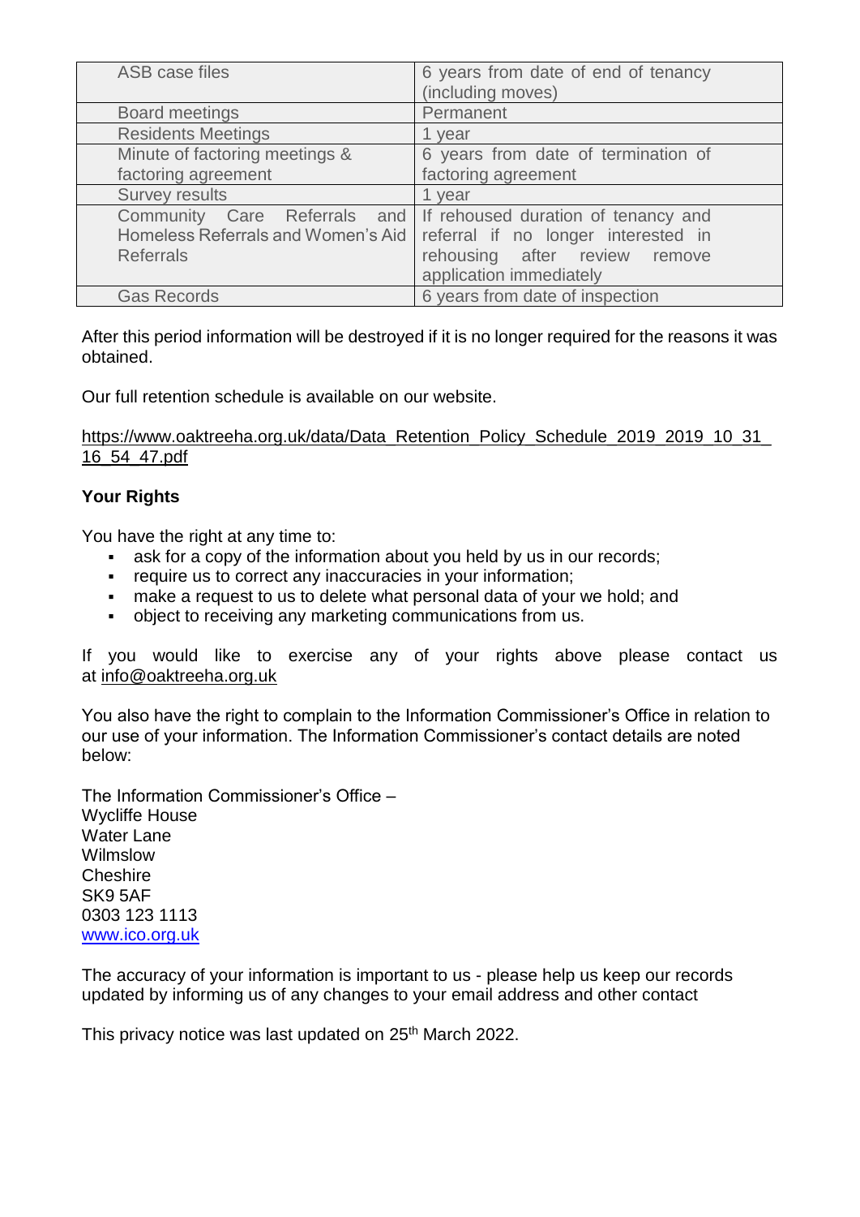| | |
|---|---|
| ASB case files | 6 years from date of end of tenancy (including moves) |
| Board meetings | Permanent |
| Residents Meetings | 1 year |
| Minute of factoring meetings & factoring agreement | 6 years from date of termination of factoring agreement |
| Survey results | 1 year |
| Community Care Referrals and Homeless Referrals and Women's Aid Referrals | If rehoused duration of tenancy and referral if no longer interested in rehousing after review remove application immediately |
| Gas Records | 6 years from date of inspection |

After this period information will be destroyed if it is no longer required for the reasons it was obtained.

Our full retention schedule is available on our website.

https://www.oaktreeha.org.uk/data/Data_Retention_Policy_Schedule_2019_2019_10_31_16_54_47.pdf

**Your Rights**

You have the right at any time to:

- ask for a copy of the information about you held by us in our records;
- require us to correct any inaccuracies in your information;
- make a request to us to delete what personal data of your we hold; and
- object to receiving any marketing communications from us.

If you would like to exercise any of your rights above please contact us at info@oaktreeha.org.uk

You also have the right to complain to the Information Commissioner's Office in relation to our use of your information. The Information Commissioner's contact details are noted below:

The Information Commissioner's Office –
Wycliffe House
Water Lane
Wilmslow
Cheshire
SK9 5AF
0303 123 1113
www.ico.org.uk

The accuracy of your information is important to us - please help us keep our records updated by informing us of any changes to your email address and other contact

This privacy notice was last updated on 25th March 2022.